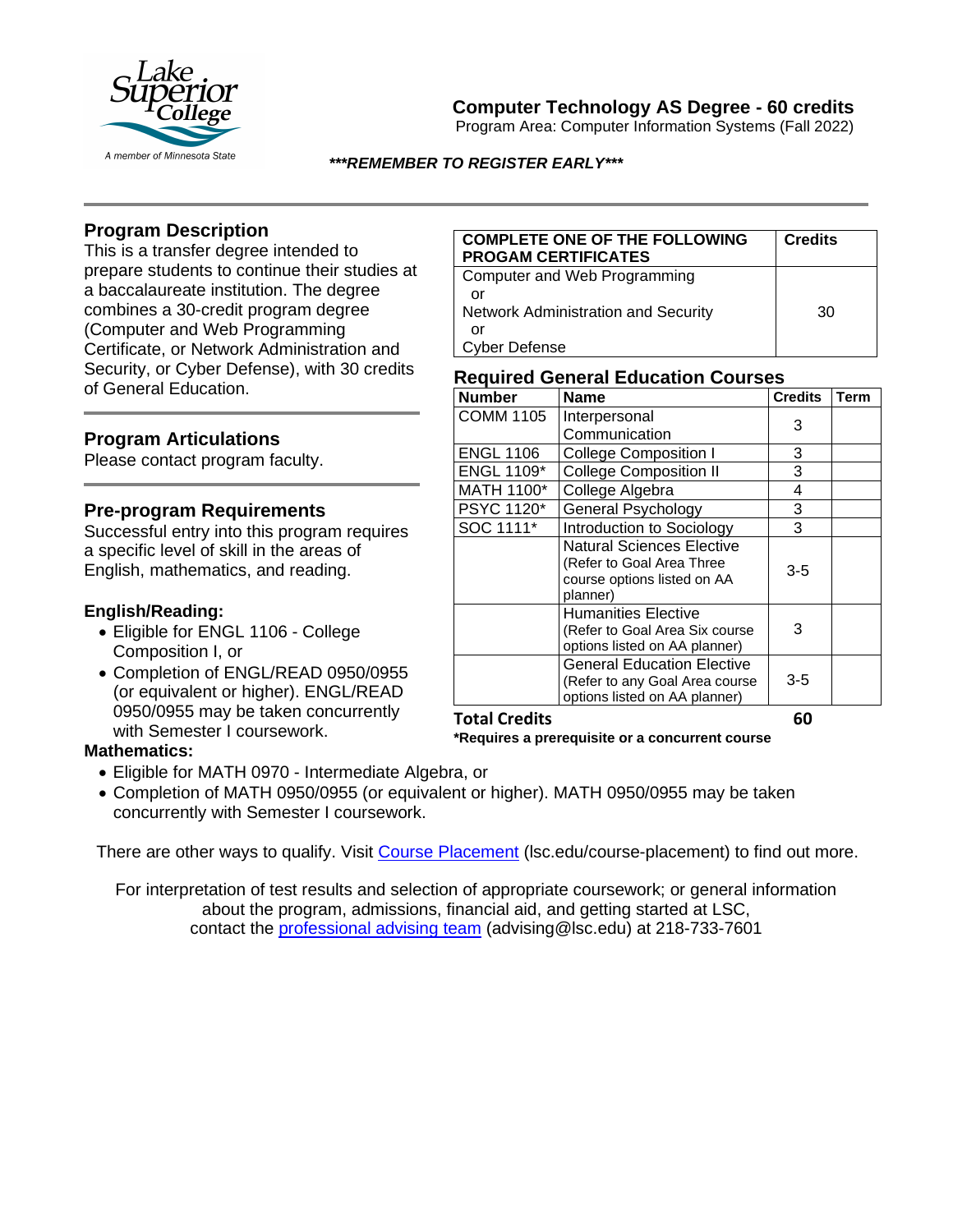# Computer Technology AS Degree - 60 credits

Program Area: Computer Information Systems (Fall 2022)

***REMEMBER TO REGISTER EARLY***

## Program Description

This is a transfer degree intended to prepare students to continue their studies at a baccalaureate institution. The degree combines a 30-credit program degree (Computer and Web Programming Certificate, or Network Administration and Security, or Cyber Defense), with 30 credits of General Education.

## Program Articulations

Please contact program faculty.

## Pre-program Requirements

Successful entry into this program requires a specific level of skill in the areas of English, mathematics, and reading.

### English/Reading:

- Eligible for ENGL 1106 - College Composition I, or
- Completion of ENGL/READ 0950/0955 (or equivalent or higher). ENGL/READ 0950/0955 may be taken concurrently with Semester I coursework.

### Mathematics:

- Eligible for MATH 0970 - Intermediate Algebra, or
- Completion of MATH 0950/0955 (or equivalent or higher). MATH 0950/0955 may be taken concurrently with Semester I coursework.

| COMPLETE ONE OF THE FOLLOWING PROGAM CERTIFICATES | Credits |
|---|---|
| Computer and Web Programming<br>or<br>Network Administration and Security<br>or<br>Cyber Defense | 30 |

## Required General Education Courses

| Number | Name | Credits | Term |
|---|---|---|---|
| COMM 1105 | Interpersonal Communication | 3 | |
| ENGL 1106 | College Composition I | 3 | |
| ENGL 1109* | College Composition II | 3 | |
| MATH 1100* | College Algebra | 4 | |
| PSYC 1120* | General Psychology | 3 | |
| SOC 1111* | Introduction to Sociology | 3 | |
| | Natural Sciences Elective (Refer to Goal Area Three course options listed on AA planner) | 3-5 | |
| | Humanities Elective (Refer to Goal Area Six course options listed on AA planner) | 3 | |
| | General Education Elective (Refer to any Goal Area course options listed on AA planner) | 3-5 | |

**Total Credits** **60**

***Requires a prerequisite or a concurrent course**

There are other ways to qualify. Visit [Course Placement](lsc.edu/course-placement) (lsc.edu/course-placement) to find out more.

For interpretation of test results and selection of appropriate coursework; or general information about the program, admissions, financial aid, and getting started at LSC, contact the [professional advising team](mailto:advising@lsc.edu) (advising@lsc.edu) at 218-733-7601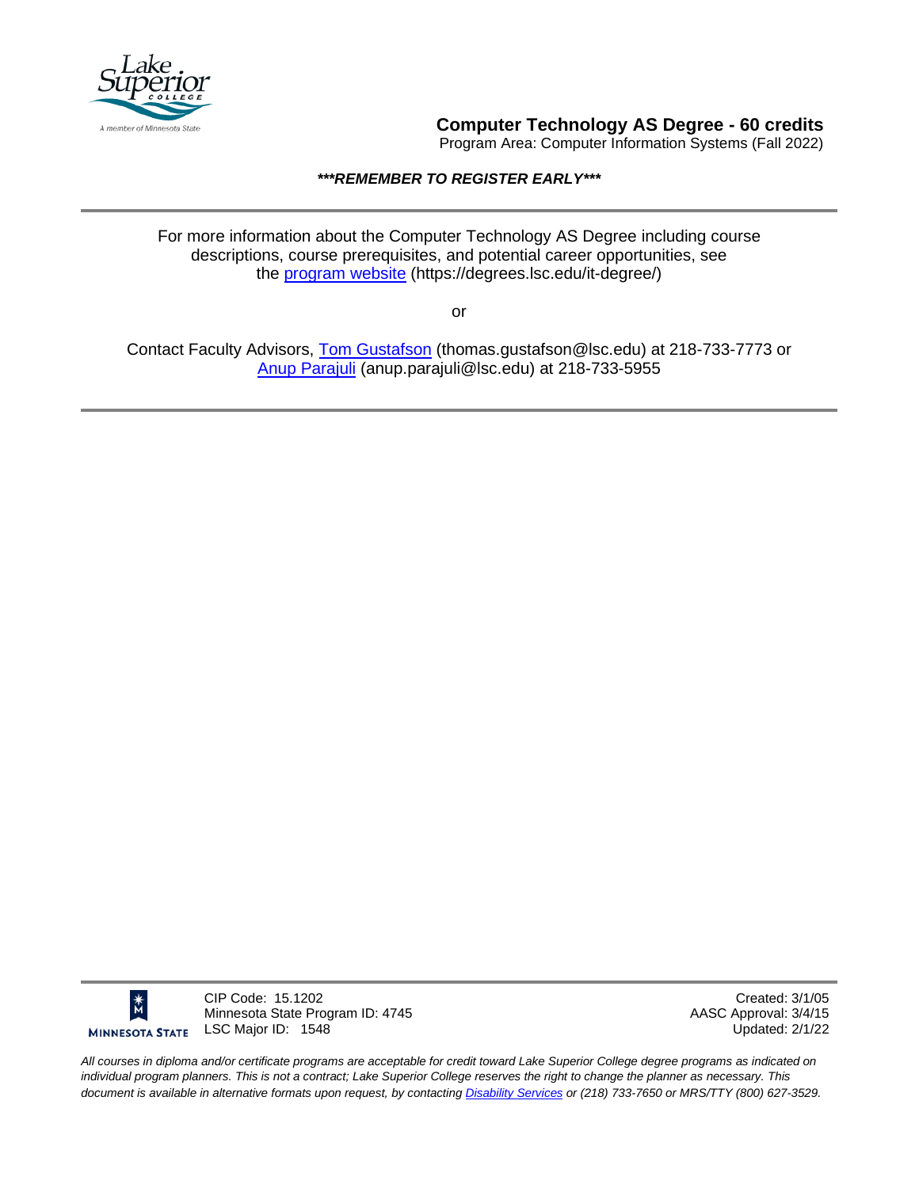## Computer Technology AS Degree - 60 credits

Program Area: Computer Information Systems (Fall 2022)

***\*\*\*REMEMBER TO REGISTER EARLY\*\*\****

---

For more information about the Computer Technology AS Degree including course descriptions, course prerequisites, and potential career opportunities, see the [program website](https://degrees.lsc.edu/it-degree/) (https://degrees.lsc.edu/it-degree/)

or

Contact Faculty Advisors, Tom Gustafson (thomas.gustafson@lsc.edu) at 218-733-7773 or Anup Parajuli (anup.parajuli@lsc.edu) at 218-733-5955

---

CIP Code: 15.1202
Minnesota State Program ID: 4745
LSC Major ID: 1548

Created: 3/1/05
AASC Approval: 3/4/15
Updated: 2/1/22

*All courses in diploma and/or certificate programs are acceptable for credit toward Lake Superior College degree programs as indicated on individual program planners. This is not a contract; Lake Superior College reserves the right to change the planner as necessary. This document is available in alternative formats upon request, by contacting Disability Services or (218) 733-7650 or MRS/TTY (800) 627-3529.*